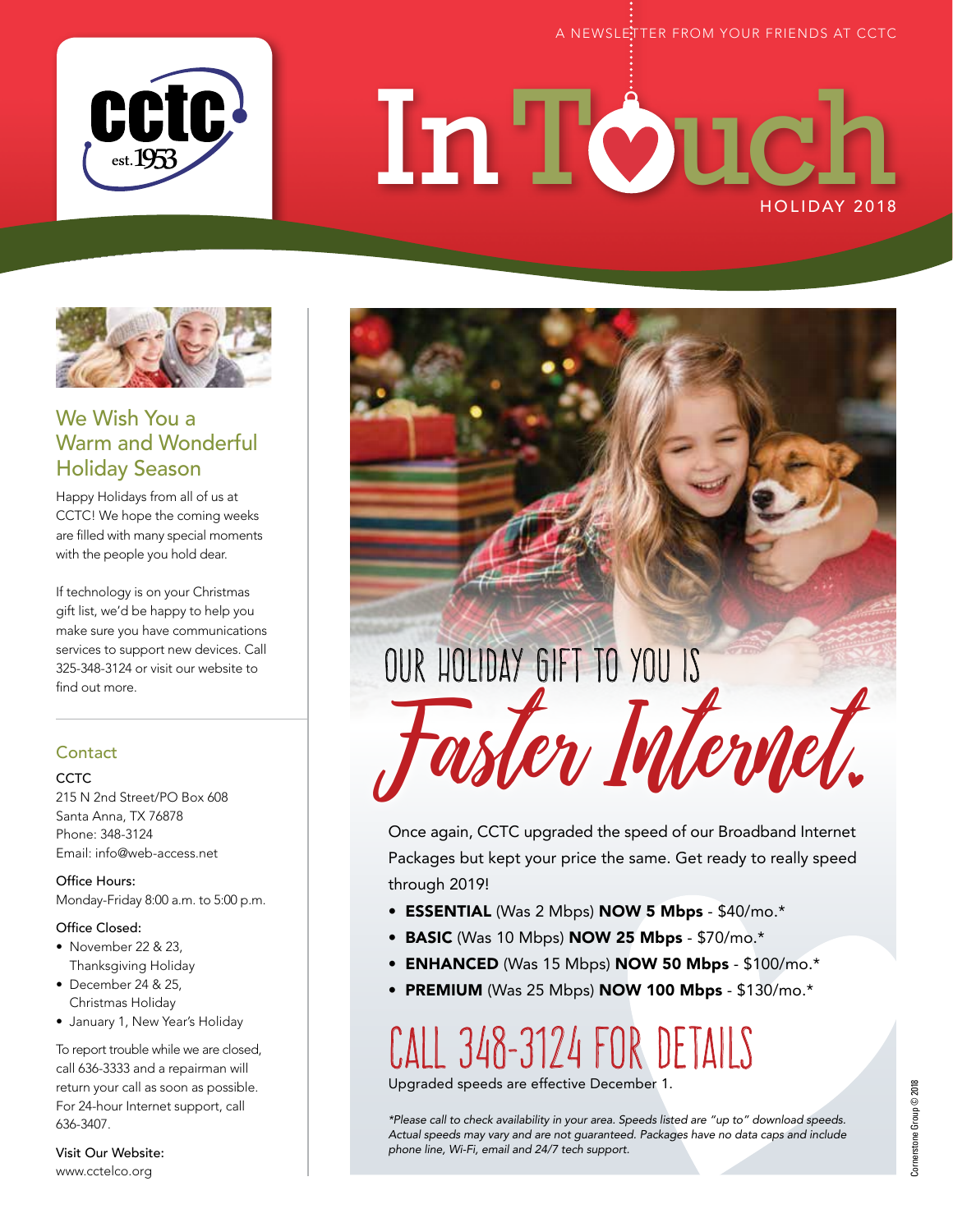A NEWSLETTER FROM YOUR FRIENDS AT CCTC

cctc est. 1953

# In Touch

HOLIDAY 2018

## We Wish You a Warm and Wonderful Holiday Season

Happy Holidays from all of us at CCTC! We hope the coming weeks are filled with many special moments with the people you hold dear.

If technology is on your Christmas gift list, we'd be happy to help you make sure you have communications services to support new devices. Call 325-348-3124 or visit our website to find out more.

## Contact

CCTC
215 N 2nd Street/PO Box 608
Santa Anna, TX 76878
Phone: 348-3124
Email: info@web-access.net

Office Hours:
Monday-Friday 8:00 a.m. to 5:00 p.m.

Office Closed:

- November 22 & 23, Thanksgiving Holiday
- December 24 & 25, Christmas Holiday
- January 1, New Year's Holiday

To report trouble while we are closed, call 636-3333 and a repairman will return your call as soon as possible. For 24-hour Internet support, call 636-3407.

Visit Our Website:
www.cctelco.org

## OUR HOLIDAY GIFT TO YOU IS *Faster Internet.*

Once again, CCTC upgraded the speed of our Broadband Internet Packages but kept your price the same. Get ready to really speed through 2019!

- **ESSENTIAL** (Was 2 Mbps) **NOW 5 Mbps** - $40/mo.*
- **BASIC** (Was 10 Mbps) **NOW 25 Mbps** - $70/mo.*
- **ENHANCED** (Was 15 Mbps) **NOW 50 Mbps** - $100/mo.*
- **PREMIUM** (Was 25 Mbps) **NOW 100 Mbps** - $130/mo.*

## CALL 348-3124 FOR DETAILS

Upgraded speeds are effective December 1.

*\*Please call to check availability in your area. Speeds listed are "up to" download speeds. Actual speeds may vary and are not guaranteed. Packages have no data caps and include phone line, Wi-Fi, email and 24/7 tech support.*

Cornerstone Group © 2018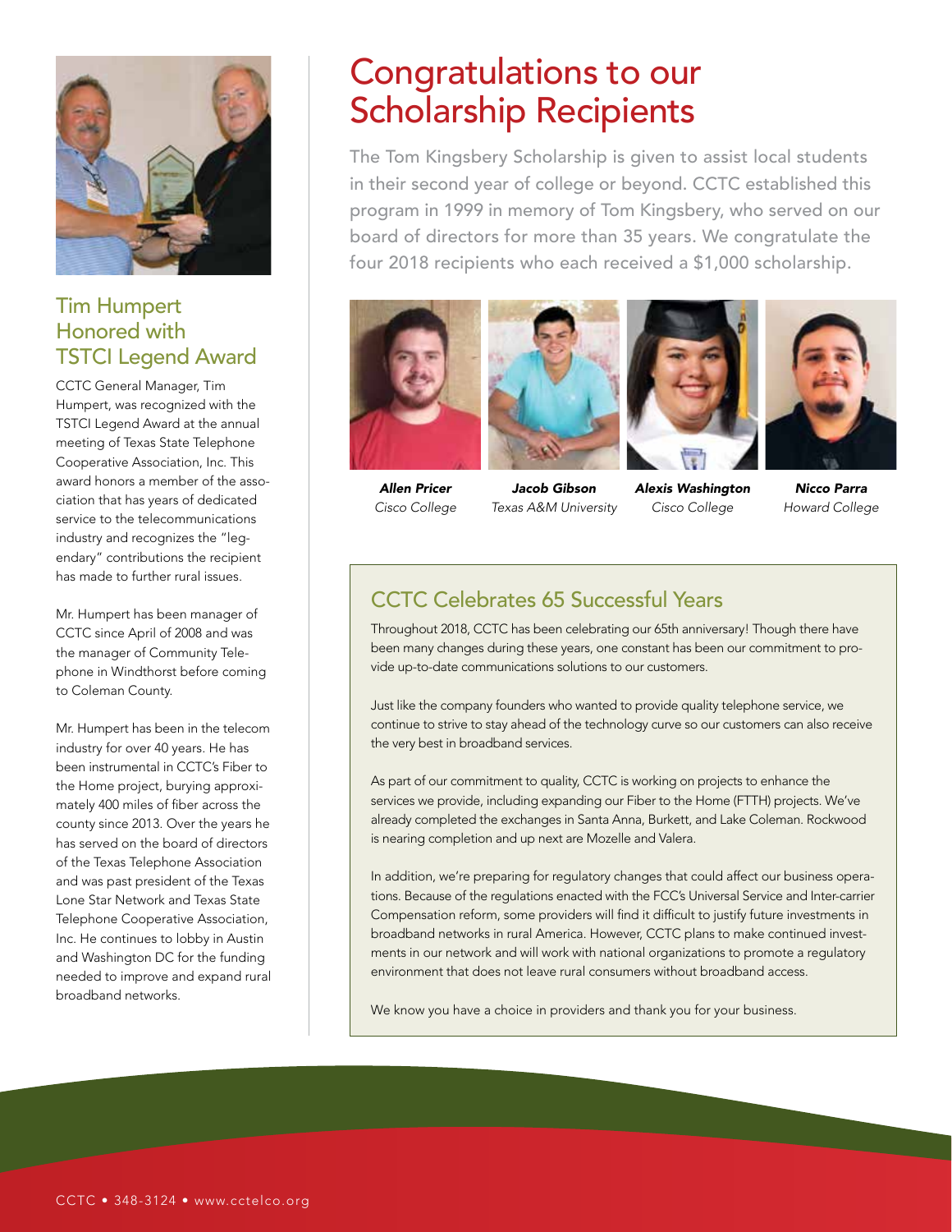## Tim Humpert Honored with TSTCI Legend Award

CCTC General Manager, Tim Humpert, was recognized with the TSTCI Legend Award at the annual meeting of Texas State Telephone Cooperative Association, Inc. This award honors a member of the association that has years of dedicated service to the telecommunications industry and recognizes the "legendary" contributions the recipient has made to further rural issues.

Mr. Humpert has been manager of CCTC since April of 2008 and was the manager of Community Telephone in Windthorst before coming to Coleman County.

Mr. Humpert has been in the telecom industry for over 40 years. He has been instrumental in CCTC's Fiber to the Home project, burying approximately 400 miles of fiber across the county since 2013. Over the years he has served on the board of directors of the Texas Telephone Association and was past president of the Texas Lone Star Network and Texas State Telephone Cooperative Association, Inc. He continues to lobby in Austin and Washington DC for the funding needed to improve and expand rural broadband networks.

# Congratulations to our Scholarship Recipients

The Tom Kingsbery Scholarship is given to assist local students in their second year of college or beyond. CCTC established this program in 1999 in memory of Tom Kingsbery, who served on our board of directors for more than 35 years. We congratulate the four 2018 recipients who each received a $1,000 scholarship.

***Allen Pricer***
*Cisco College*

***Jacob Gibson***
*Texas A&M University*

***Alexis Washington***
*Cisco College*

***Nicco Parra***
*Howard College*

## CCTC Celebrates 65 Successful Years

Throughout 2018, CCTC has been celebrating our 65th anniversary! Though there have been many changes during these years, one constant has been our commitment to provide up-to-date communications solutions to our customers.

Just like the company founders who wanted to provide quality telephone service, we continue to strive to stay ahead of the technology curve so our customers can also receive the very best in broadband services.

As part of our commitment to quality, CCTC is working on projects to enhance the services we provide, including expanding our Fiber to the Home (FTTH) projects. We've already completed the exchanges in Santa Anna, Burkett, and Lake Coleman. Rockwood is nearing completion and up next are Mozelle and Valera.

In addition, we're preparing for regulatory changes that could affect our business operations. Because of the regulations enacted with the FCC's Universal Service and Inter-carrier Compensation reform, some providers will find it difficult to justify future investments in broadband networks in rural America. However, CCTC plans to make continued investments in our network and will work with national organizations to promote a regulatory environment that does not leave rural consumers without broadband access.

We know you have a choice in providers and thank you for your business.

CCTC • 348-3124 • www.cctelco.org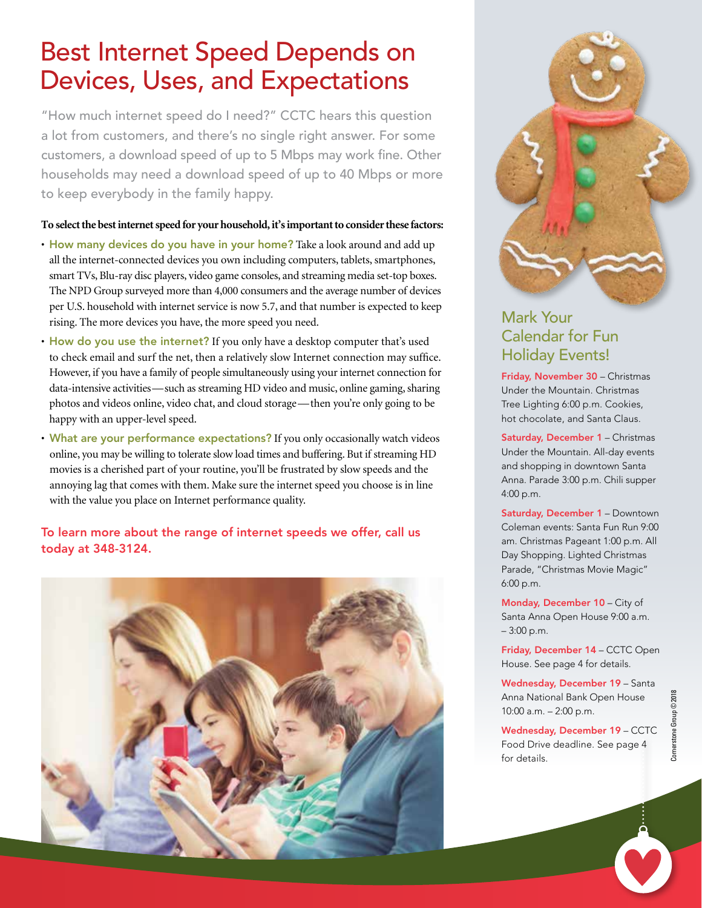# Best Internet Speed Depends on Devices, Uses, and Expectations

"How much internet speed do I need?" CCTC hears this question a lot from customers, and there's no single right answer. For some customers, a download speed of up to 5 Mbps may work fine. Other households may need a download speed of up to 40 Mbps or more to keep everybody in the family happy.

**To select the best internet speed for your household, it's important to consider these factors:**

- **How many devices do you have in your home?** Take a look around and add up all the internet-connected devices you own including computers, tablets, smartphones, smart TVs, Blu-ray disc players, video game consoles, and streaming media set-top boxes. The NPD Group surveyed more than 4,000 consumers and the average number of devices per U.S. household with internet service is now 5.7, and that number is expected to keep rising. The more devices you have, the more speed you need.
- **How do you use the internet?** If you only have a desktop computer that's used to check email and surf the net, then a relatively slow Internet connection may suffice. However, if you have a family of people simultaneously using your internet connection for data-intensive activities—such as streaming HD video and music, online gaming, sharing photos and videos online, video chat, and cloud storage—then you're only going to be happy with an upper-level speed.
- **What are your performance expectations?** If you only occasionally watch videos online, you may be willing to tolerate slow load times and buffering. But if streaming HD movies is a cherished part of your routine, you'll be frustrated by slow speeds and the annoying lag that comes with them. Make sure the internet speed you choose is in line with the value you place on Internet performance quality.

**To learn more about the range of internet speeds we offer, call us today at 348-3124.**

## Mark Your Calendar for Fun Holiday Events!

**Friday, November 30** – Christmas Under the Mountain. Christmas Tree Lighting 6:00 p.m. Cookies, hot chocolate, and Santa Claus.

**Saturday, December 1** – Christmas Under the Mountain. All-day events and shopping in downtown Santa Anna. Parade 3:00 p.m. Chili supper 4:00 p.m.

**Saturday, December 1** – Downtown Coleman events: Santa Fun Run 9:00 am. Christmas Pageant 1:00 p.m. All Day Shopping. Lighted Christmas Parade, "Christmas Movie Magic" 6:00 p.m.

**Monday, December 10** – City of Santa Anna Open House 9:00 a.m. – 3:00 p.m.

**Friday, December 14** – CCTC Open House. See page 4 for details.

**Wednesday, December 19** – Santa Anna National Bank Open House 10:00 a.m. – 2:00 p.m.

**Wednesday, December 19** – CCTC Food Drive deadline. See page 4 for details.

Cornerstone Group © 2018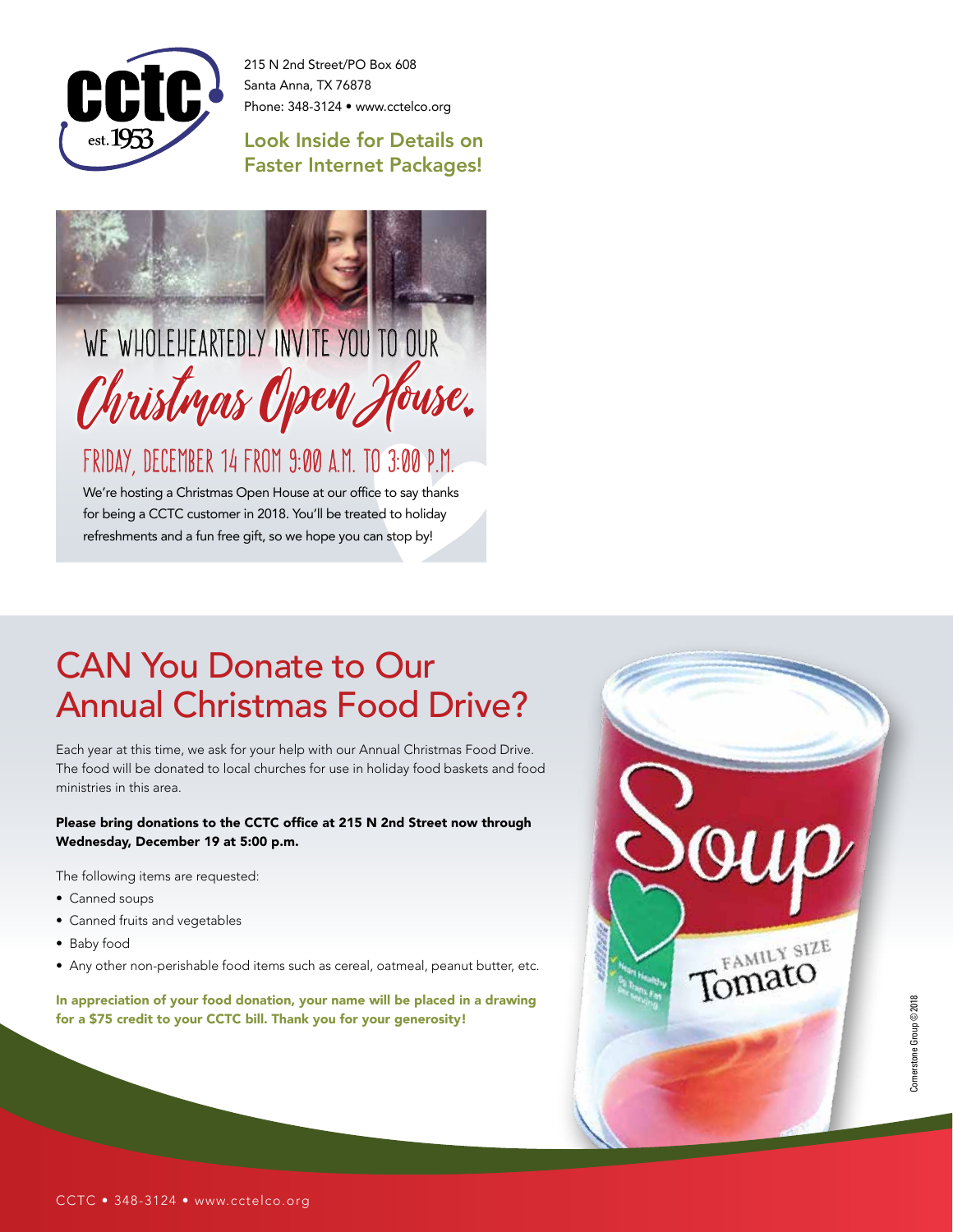cctc est. 1953

215 N 2nd Street/PO Box 608
Santa Anna, TX 76878
Phone: 348-3124 • www.cctelco.org

**Look Inside for Details on Faster Internet Packages!**

## WE WHOLEHEARTEDLY INVITE YOU TO OUR

# Christmas Open House.

### FRIDAY, DECEMBER 14 FROM 9:00 A.M. TO 3:00 P.M.

We're hosting a Christmas Open House at our office to say thanks for being a CCTC customer in 2018. You'll be treated to holiday refreshments and a fun free gift, so we hope you can stop by!

# CAN You Donate to Our Annual Christmas Food Drive?

Each year at this time, we ask for your help with our Annual Christmas Food Drive. The food will be donated to local churches for use in holiday food baskets and food ministries in this area.

**Please bring donations to the CCTC office at 215 N 2nd Street now through Wednesday, December 19 at 5:00 p.m.**

The following items are requested:

- Canned soups
- Canned fruits and vegetables
- Baby food
- Any other non-perishable food items such as cereal, oatmeal, peanut butter, etc.

**In appreciation of your food donation, your name will be placed in a drawing for a $75 credit to your CCTC bill. Thank you for your generosity!**

Cornerstone Group © 2018